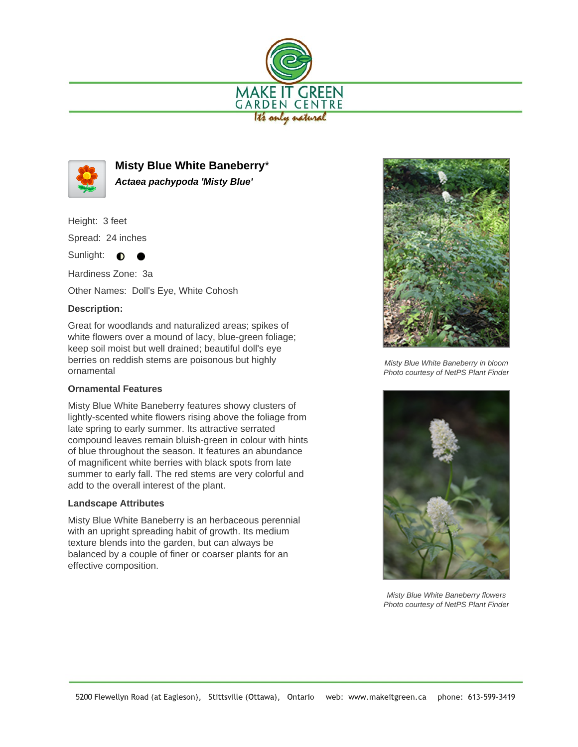# Misty Blue White Baneberry*

***Actaea pachypoda 'Misty Blue'***

Height: 3 feet

Spread: 24 inches

Sunlight: ◐ ●

Hardiness Zone: 3a

Other Names: Doll's Eye, White Cohosh

**Description:**

Great for woodlands and naturalized areas; spikes of white flowers over a mound of lacy, blue-green foliage; keep soil moist but well drained; beautiful doll's eye berries on reddish stems are poisonous but highly ornamental

### Ornamental Features

Misty Blue White Baneberry features showy clusters of lightly-scented white flowers rising above the foliage from late spring to early summer. Its attractive serrated compound leaves remain bluish-green in colour with hints of blue throughout the season. It features an abundance of magnificent white berries with black spots from late summer to early fall. The red stems are very colorful and add to the overall interest of the plant.

### Landscape Attributes

Misty Blue White Baneberry is an herbaceous perennial with an upright spreading habit of growth. Its medium texture blends into the garden, but can always be balanced by a couple of finer or coarser plants for an effective composition.

*Misty Blue White Baneberry in bloom*
*Photo courtesy of NetPS Plant Finder*

*Misty Blue White Baneberry flowers*
*Photo courtesy of NetPS Plant Finder*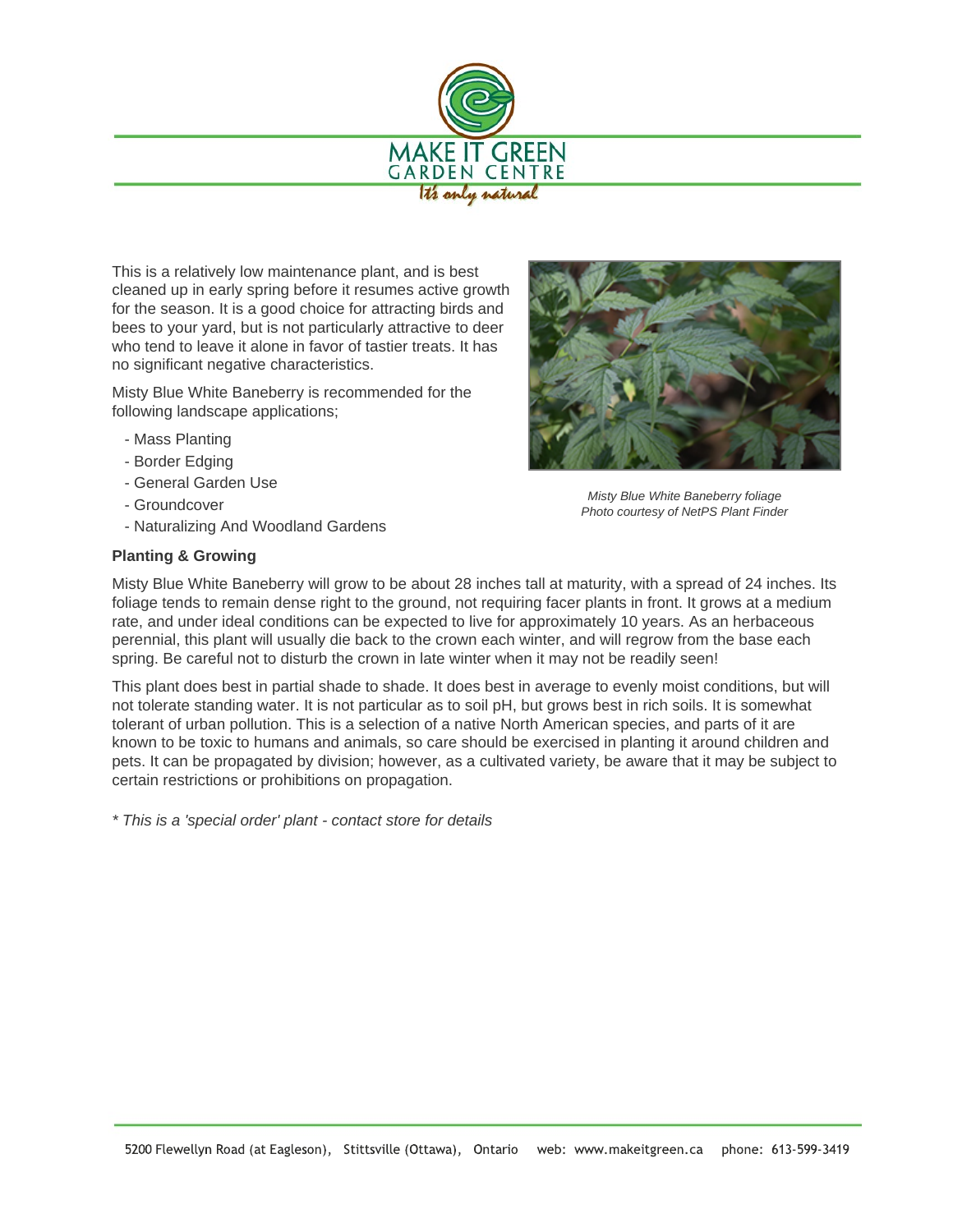This is a relatively low maintenance plant, and is best cleaned up in early spring before it resumes active growth for the season. It is a good choice for attracting birds and bees to your yard, but is not particularly attractive to deer who tend to leave it alone in favor of tastier treats. It has no significant negative characteristics.

Misty Blue White Baneberry is recommended for the following landscape applications;

- Mass Planting
- Border Edging
- General Garden Use
- Groundcover
- Naturalizing And Woodland Gardens

*Misty Blue White Baneberry foliage*
*Photo courtesy of NetPS Plant Finder*

**Planting & Growing**

Misty Blue White Baneberry will grow to be about 28 inches tall at maturity, with a spread of 24 inches. Its foliage tends to remain dense right to the ground, not requiring facer plants in front. It grows at a medium rate, and under ideal conditions can be expected to live for approximately 10 years. As an herbaceous perennial, this plant will usually die back to the crown each winter, and will regrow from the base each spring. Be careful not to disturb the crown in late winter when it may not be readily seen!

This plant does best in partial shade to shade. It does best in average to evenly moist conditions, but will not tolerate standing water. It is not particular as to soil pH, but grows best in rich soils. It is somewhat tolerant of urban pollution. This is a selection of a native North American species, and parts of it are known to be toxic to humans and animals, so care should be exercised in planting it around children and pets. It can be propagated by division; however, as a cultivated variety, be aware that it may be subject to certain restrictions or prohibitions on propagation.

*\* This is a 'special order' plant - contact store for details*